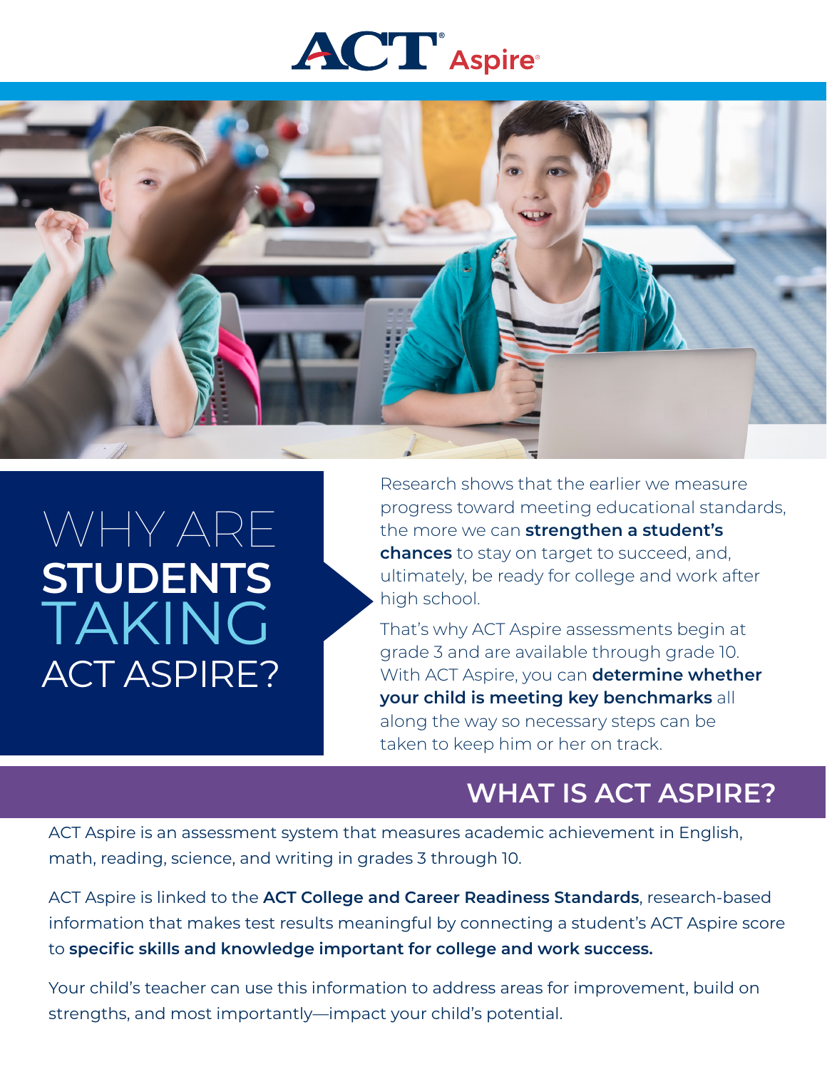# ACT® Aspire®

## WHY ARE **STUDENTS** TAKING ACT ASPIRE?

Research shows that the earlier we measure progress toward meeting educational standards, the more we can **strengthen a student's chances** to stay on target to succeed, and, ultimately, be ready for college and work after high school.

That's why ACT Aspire assessments begin at grade 3 and are available through grade 10. With ACT Aspire, you can **determine whether your child is meeting key benchmarks** all along the way so necessary steps can be taken to keep him or her on track.

## WHAT IS ACT ASPIRE?

ACT Aspire is an assessment system that measures academic achievement in English, math, reading, science, and writing in grades 3 through 10.

ACT Aspire is linked to the **ACT College and Career Readiness Standards**, research-based information that makes test results meaningful by connecting a student's ACT Aspire score to **specific skills and knowledge important for college and work success.**

Your child's teacher can use this information to address areas for improvement, build on strengths, and most importantly—impact your child's potential.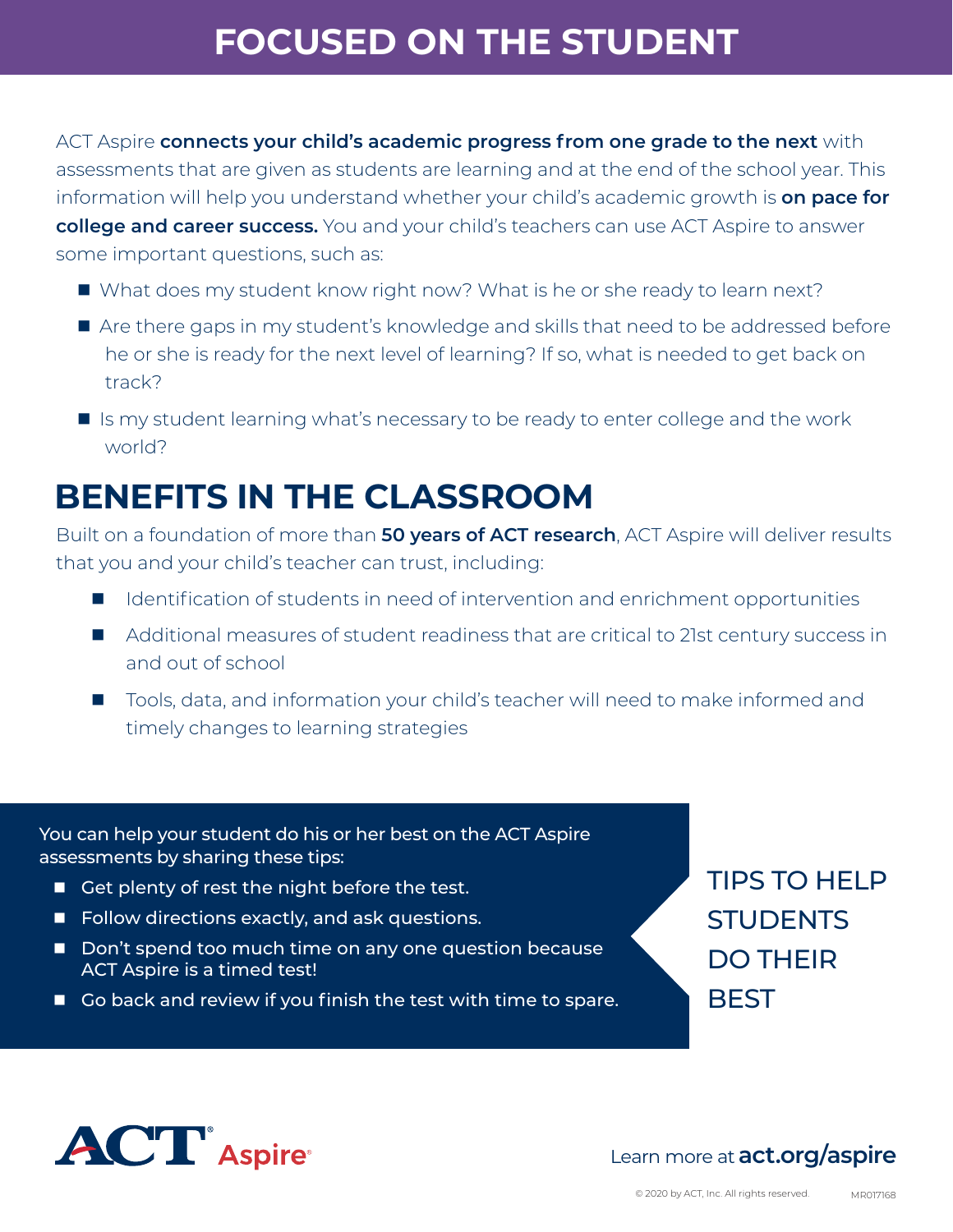# FOCUSED ON THE STUDENT

ACT Aspire **connects your child's academic progress from one grade to the next** with assessments that are given as students are learning and at the end of the school year. This information will help you understand whether your child's academic growth is **on pace for college and career success.** You and your child's teachers can use ACT Aspire to answer some important questions, such as:

- What does my student know right now? What is he or she ready to learn next?
- Are there gaps in my student's knowledge and skills that need to be addressed before he or she is ready for the next level of learning? If so, what is needed to get back on track?
- Is my student learning what's necessary to be ready to enter college and the work world?

## BENEFITS IN THE CLASSROOM

Built on a foundation of more than **50 years of ACT research**, ACT Aspire will deliver results that you and your child's teacher can trust, including:

- Identification of students in need of intervention and enrichment opportunities
- Additional measures of student readiness that are critical to 21st century success in and out of school
- Tools, data, and information your child's teacher will need to make informed and timely changes to learning strategies

## TIPS TO HELP STUDENTS DO THEIR BEST

You can help your student do his or her best on the ACT Aspire assessments by sharing these tips:

- Get plenty of rest the night before the test.
- Follow directions exactly, and ask questions.
- Don't spend too much time on any one question because ACT Aspire is a timed test!
- Go back and review if you finish the test with time to spare.

ACT® Aspire®

Learn more at **act.org/aspire**

© 2020 by ACT, Inc. All rights reserved. MR017168